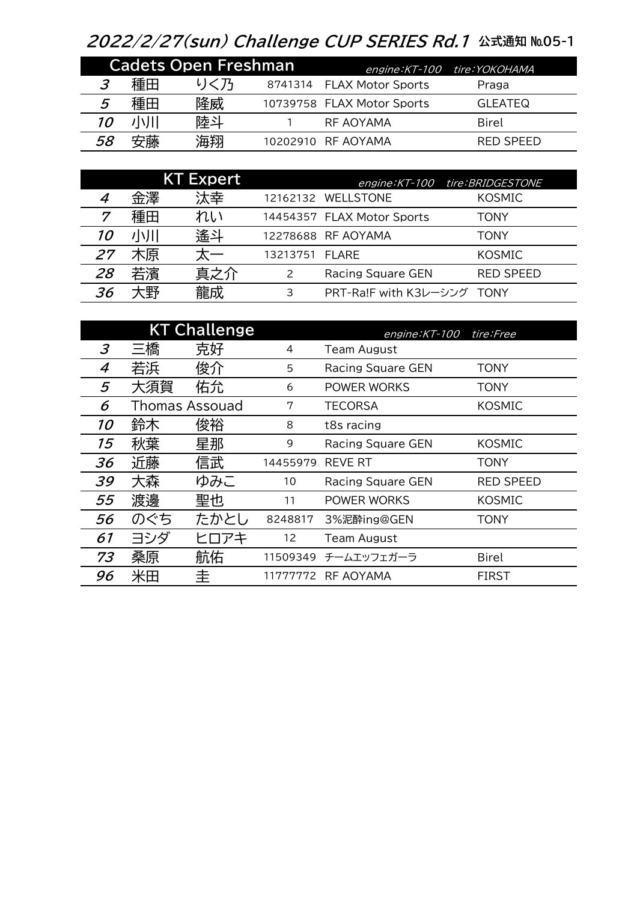# 2022/2/27(sun) Challenge CUP SERIES Rd.1 公式通知 №05-1

## Cadets Open Freshman

engine:KT-100 tire:YOKOHAMA

| No. | 姓 | 名 | ライセンス | チーム | シャシー |
|---|---|---|---|---|---|
| 3 | 種田 | りく乃 | 8741314 | FLAX Motor Sports | Praga |
| 5 | 種田 | 隆威 | 10739758 | FLAX Motor Sports | GLEATEQ |
| 10 | 小川 | 陸斗 | 1 | RF AOYAMA | Birel |
| 58 | 安藤 | 海翔 | 10202910 | RF AOYAMA | RED SPEED |

## KT Expert

engine:KT-100 tire:BRIDGESTONE

| No. | 姓 | 名 | ライセンス | チーム | シャシー |
|---|---|---|---|---|---|
| 4 | 金澤 | 汰幸 | 12162132 | WELLSTONE | KOSMIC |
| 7 | 種田 | れい | 14454357 | FLAX Motor Sports | TONY |
| 10 | 小川 | 遙斗 | 12278688 | RF AOYAMA | TONY |
| 27 | 木原 | 太一 | 13213751 | FLARE | KOSMIC |
| 28 | 若濱 | 真之介 | 2 | Racing Square GEN | RED SPEED |
| 36 | 大野 | 龍成 | 3 | PRT-Ra!F with K3レーシング | TONY |

## KT Challenge

engine:KT-100 tire:Free

| No. | 姓 | 名 | ライセンス | チーム | シャシー |
|---|---|---|---|---|---|
| 3 | 三橋 | 克好 | 4 | Team August | |
| 4 | 若浜 | 俊介 | 5 | Racing Square GEN | TONY |
| 5 | 大須賀 | 佑允 | 6 | POWER WORKS | TONY |
| 6 | Thomas Assouad | | 7 | TECORSA | KOSMIC |
| 10 | 鈴木 | 俊裕 | 8 | t8s racing | |
| 15 | 秋葉 | 星那 | 9 | Racing Square GEN | KOSMIC |
| 36 | 近藤 | 信武 | 14455979 | REVE RT | TONY |
| 39 | 大森 | ゆみこ | 10 | Racing Square GEN | RED SPEED |
| 55 | 渡邊 | 聖也 | 11 | POWER WORKS | KOSMIC |
| 56 | のぐち | たかとし | 8248817 | 3%泥酔ing@GEN | TONY |
| 61 | ヨシダ | ヒロアキ | 12 | Team August | |
| 73 | 桑原 | 航佑 | 11509349 | チームエッフェガーラ | Birel |
| 96 | 米田 | 圭 | 11777772 | RF AOYAMA | FIRST |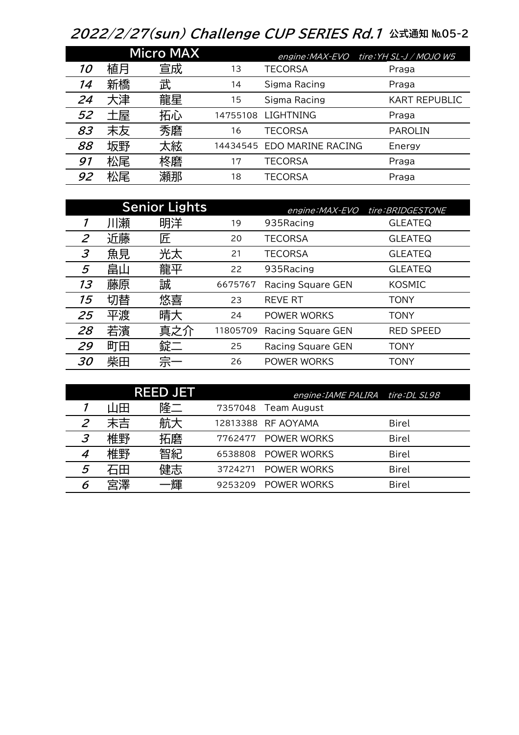# 2022/2/27(sun) Challenge CUP SERIES Rd.1 公式通知 №05-2

| Micro MAX | | | | engine:MAX-EVO | tire:YH SL-J / MOJO W5 |
|---|---|---|---|---|---|
| 10 | 植月 | 宣成 | 13 | TECORSA | Praga |
| 14 | 新橋 | 武 | 14 | Sigma Racing | Praga |
| 24 | 大津 | 龍星 | 15 | Sigma Racing | KART REPUBLIC |
| 52 | 土屋 | 拓心 | 14755108 | LIGHTNING | Praga |
| 83 | 末友 | 秀磨 | 16 | TECORSA | PAROLIN |
| 88 | 坂野 | 太絃 | 14434545 | EDO MARINE RACING | Energy |
| 91 | 松尾 | 柊磨 | 17 | TECORSA | Praga |
| 92 | 松尾 | 瀬那 | 18 | TECORSA | Praga |

| Senior Lights | | | | engine:MAX-EVO | tire:BRIDGESTONE |
|---|---|---|---|---|---|
| 1 | 川瀬 | 明洋 | 19 | 935Racing | GLEATEQ |
| 2 | 近藤 | 匠 | 20 | TECORSA | GLEATEQ |
| 3 | 魚見 | 光太 | 21 | TECORSA | GLEATEQ |
| 5 | 畠山 | 龍平 | 22 | 935Racing | GLEATEQ |
| 13 | 藤原 | 誠 | 6675767 | Racing Square GEN | KOSMIC |
| 15 | 切替 | 悠喜 | 23 | REVE RT | TONY |
| 25 | 平渡 | 晴大 | 24 | POWER WORKS | TONY |
| 28 | 若濱 | 真之介 | 11805709 | Racing Square GEN | RED SPEED |
| 29 | 町田 | 錠二 | 25 | Racing Square GEN | TONY |
| 30 | 柴田 | 宗一 | 26 | POWER WORKS | TONY |

| REED JET | | | | engine:IAME PALIRA | tire:DL SL98 |
|---|---|---|---|---|---|
| 1 | 山田 | 隆二 | 7357048 | Team August | |
| 2 | 末吉 | 航大 | 12813388 | RF AOYAMA | Birel |
| 3 | 椎野 | 拓磨 | 7762477 | POWER WORKS | Birel |
| 4 | 椎野 | 智紀 | 6538808 | POWER WORKS | Birel |
| 5 | 石田 | 健志 | 3724271 | POWER WORKS | Birel |
| 6 | 宮澤 | 一輝 | 9253209 | POWER WORKS | Birel |